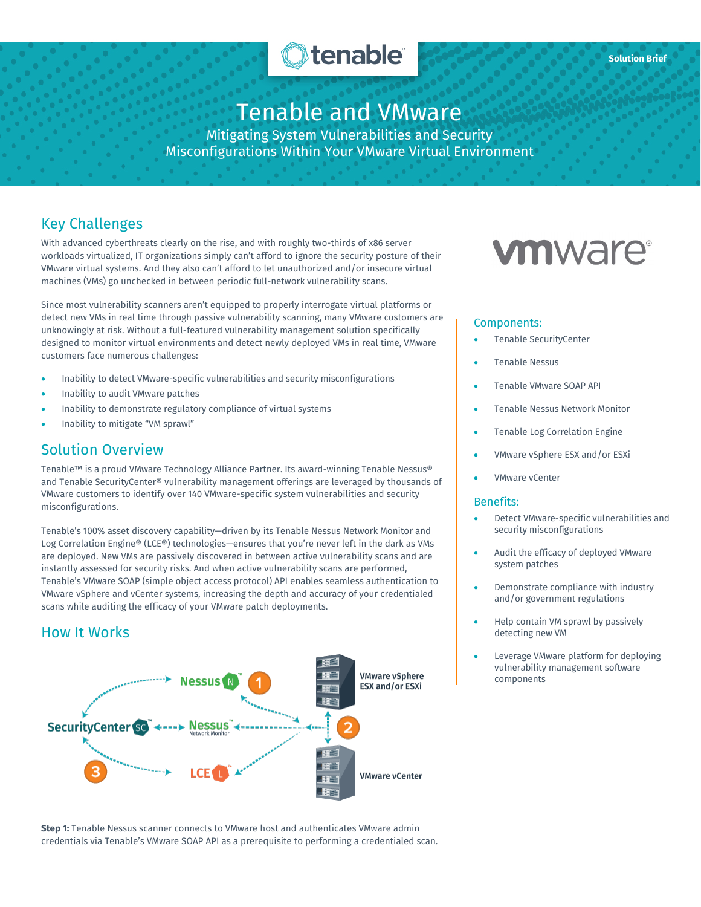Solution Brief

# Tenable and VMware

## Mitigating System Vulnerabilities and Security Misconfigurations Within Your VMware Virtual Environment

## Key Challenges

With advanced cyberthreats clearly on the rise, and with roughly two-thirds of x86 server workloads virtualized, IT organizations simply can't afford to ignore the security posture of their VMware virtual systems. And they also can't afford to let unauthorized and/or insecure virtual machines (VMs) go unchecked in between periodic full-network vulnerability scans.

Since most vulnerability scanners aren't equipped to properly interrogate virtual platforms or detect new VMs in real time through passive vulnerability scanning, many VMware customers are unknowingly at risk. Without a full-featured vulnerability management solution specifically designed to monitor virtual environments and detect newly deployed VMs in real time, VMware customers face numerous challenges:

- Inability to detect VMware-specific vulnerabilities and security misconfigurations
- Inability to audit VMware patches
- Inability to demonstrate regulatory compliance of virtual systems
- Inability to mitigate "VM sprawl"

## Solution Overview

Tenable™ is a proud VMware Technology Alliance Partner. Its award-winning Tenable Nessus® and Tenable SecurityCenter® vulnerability management offerings are leveraged by thousands of VMware customers to identify over 140 VMware-specific system vulnerabilities and security misconfigurations.

Tenable's 100% asset discovery capability—driven by its Tenable Nessus Network Monitor and Log Correlation Engine® (LCE®) technologies—ensures that you're never left in the dark as VMs are deployed. New VMs are passively discovered in between active vulnerability scans and are instantly assessed for security risks. And when active vulnerability scans are performed, Tenable's VMware SOAP (simple object access protocol) API enables seamless authentication to VMware vSphere and vCenter systems, increasing the depth and accuracy of your credentialed scans while auditing the efficacy of your VMware patch deployments.

## How It Works

SecurityCenter · Nessus · Nessus Network Monitor · LCE · VMware vSphere ESX and/or ESXi · VMware vCenter · 1 · 2 · 3

**Step 1:** Tenable Nessus scanner connects to VMware host and authenticates VMware admin credentials via Tenable's VMware SOAP API as a prerequisite to performing a credentialed scan.

### Components:

- Tenable SecurityCenter
- Tenable Nessus
- Tenable VMware SOAP API
- Tenable Nessus Network Monitor
- Tenable Log Correlation Engine
- VMware vSphere ESX and/or ESXi
- VMware vCenter

### Benefits:

- Detect VMware-specific vulnerabilities and security misconfigurations
- Audit the efficacy of deployed VMware system patches
- Demonstrate compliance with industry and/or government regulations
- Help contain VM sprawl by passively detecting new VM
- Leverage VMware platform for deploying vulnerability management software components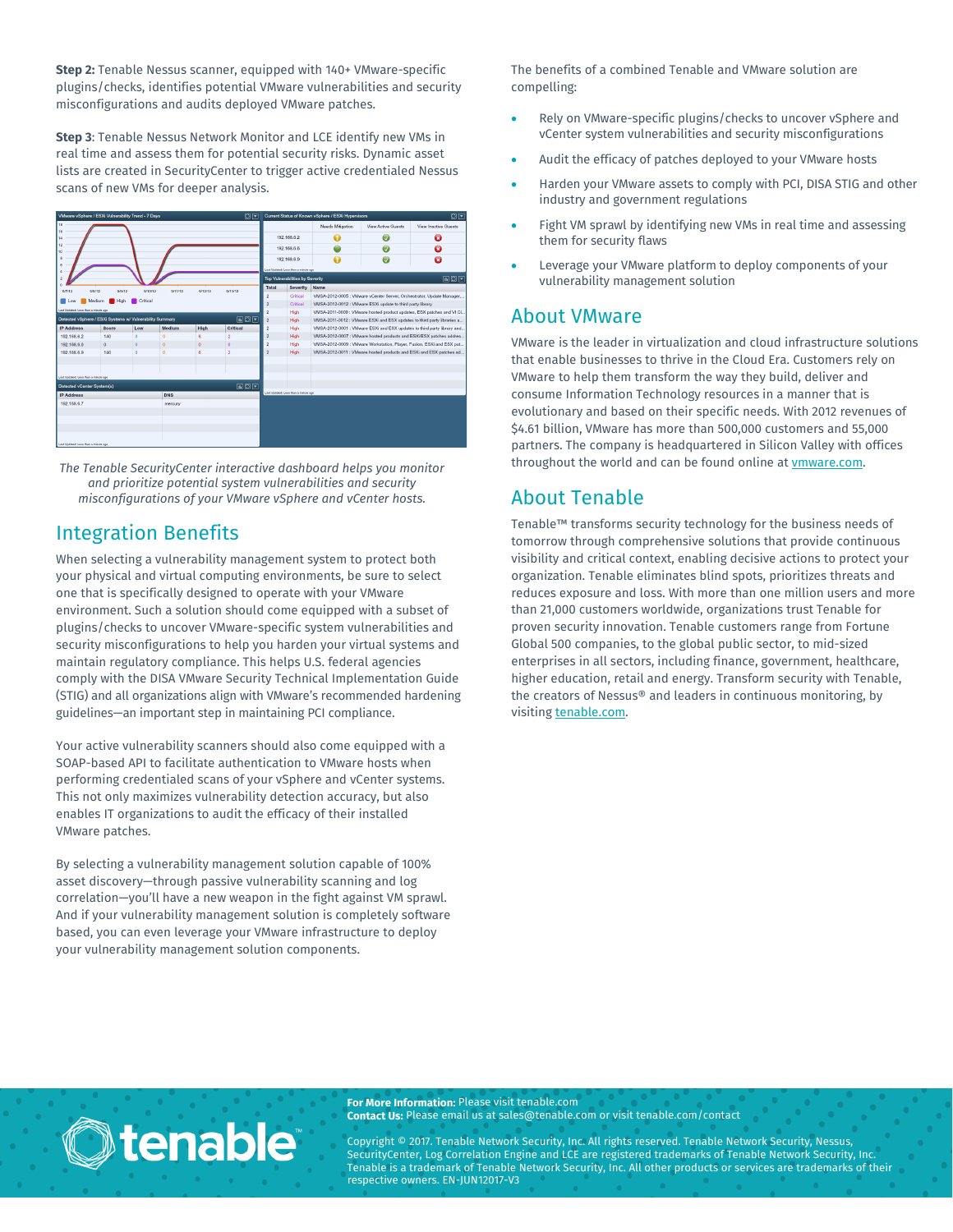**Step 2:** Tenable Nessus scanner, equipped with 140+ VMware-specific plugins/checks, identifies potential VMware vulnerabilities and security misconfigurations and audits deployed VMware patches.

**Step 3**: Tenable Nessus Network Monitor and LCE identify new VMs in real time and assess them for potential security risks. Dynamic asset lists are created in SecurityCenter to trigger active credentialed Nessus scans of new VMs for deeper analysis.

*The Tenable SecurityCenter interactive dashboard helps you monitor and prioritize potential system vulnerabilities and security misconfigurations of your VMware vSphere and vCenter hosts.*

## Integration Benefits

When selecting a vulnerability management system to protect both your physical and virtual computing environments, be sure to select one that is specifically designed to operate with your VMware environment. Such a solution should come equipped with a subset of plugins/checks to uncover VMware-specific system vulnerabilities and security misconfigurations to help you harden your virtual systems and maintain regulatory compliance. This helps U.S. federal agencies comply with the DISA VMware Security Technical Implementation Guide (STIG) and all organizations align with VMware's recommended hardening guidelines—an important step in maintaining PCI compliance.

Your active vulnerability scanners should also come equipped with a SOAP-based API to facilitate authentication to VMware hosts when performing credentialed scans of your vSphere and vCenter systems. This not only maximizes vulnerability detection accuracy, but also enables IT organizations to audit the efficacy of their installed VMware patches.

By selecting a vulnerability management solution capable of 100% asset discovery—through passive vulnerability scanning and log correlation—you'll have a new weapon in the fight against VM sprawl. And if your vulnerability management solution is completely software based, you can even leverage your VMware infrastructure to deploy your vulnerability management solution components.

The benefits of a combined Tenable and VMware solution are compelling:

- Rely on VMware-specific plugins/checks to uncover vSphere and vCenter system vulnerabilities and security misconfigurations
- Audit the efficacy of patches deployed to your VMware hosts
- Harden your VMware assets to comply with PCI, DISA STIG and other industry and government regulations
- Fight VM sprawl by identifying new VMs in real time and assessing them for security flaws
- Leverage your VMware platform to deploy components of your vulnerability management solution

## About VMware

VMware is the leader in virtualization and cloud infrastructure solutions that enable businesses to thrive in the Cloud Era. Customers rely on VMware to help them transform the way they build, deliver and consume Information Technology resources in a manner that is evolutionary and based on their specific needs. With 2012 revenues of $4.61 billion, VMware has more than 500,000 customers and 55,000 partners. The company is headquartered in Silicon Valley with offices throughout the world and can be found online at vmware.com.

## About Tenable

Tenable™ transforms security technology for the business needs of tomorrow through comprehensive solutions that provide continuous visibility and critical context, enabling decisive actions to protect your organization. Tenable eliminates blind spots, prioritizes threats and reduces exposure and loss. With more than one million users and more than 21,000 customers worldwide, organizations trust Tenable for proven security innovation. Tenable customers range from Fortune Global 500 companies, to the global public sector, to mid-sized enterprises in all sectors, including finance, government, healthcare, higher education, retail and energy. Transform security with Tenable, the creators of Nessus® and leaders in continuous monitoring, by visiting tenable.com.

**For More Information:** Please visit tenable.com
**Contact Us:** Please email us at sales@tenable.com or visit tenable.com/contact

Copyright © 2017. Tenable Network Security, Inc. All rights reserved. Tenable Network Security, Nessus, SecurityCenter, Log Correlation Engine and LCE are registered trademarks of Tenable Network Security, Inc. Tenable is a trademark of Tenable Network Security, Inc. All other products or services are trademarks of their respective owners. EN-JUN12017-V3